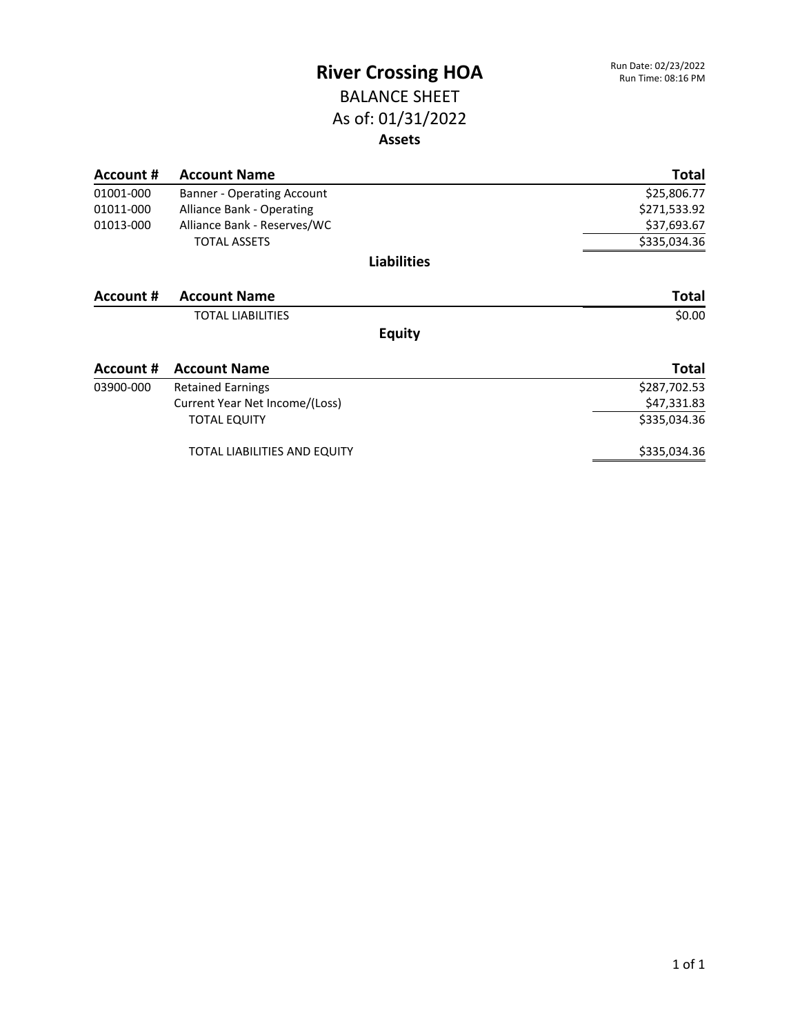# River Crossing HOA

Run Date: 02/23/2022
Run Time: 08:16 PM

## BALANCE SHEET

## As of: 01/31/2022

### Assets

| Account # | Account Name | Total |
|---|---|---|
| 01001-000 | Banner - Operating Account | $25,806.77 |
| 01011-000 | Alliance Bank - Operating | $271,533.92 |
| 01013-000 | Alliance Bank - Reserves/WC | $37,693.67 |
| | TOTAL ASSETS | $335,034.36 |

### Liabilities

| Account # | Account Name | Total |
|---|---|---|
| | TOTAL LIABILITIES | $0.00 |

### Equity

| Account # | Account Name | Total |
|---|---|---|
| 03900-000 | Retained Earnings | $287,702.53 |
| | Current Year Net Income/(Loss) | $47,331.83 |
| | TOTAL EQUITY | $335,034.36 |
| | TOTAL LIABILITIES AND EQUITY | $335,034.36 |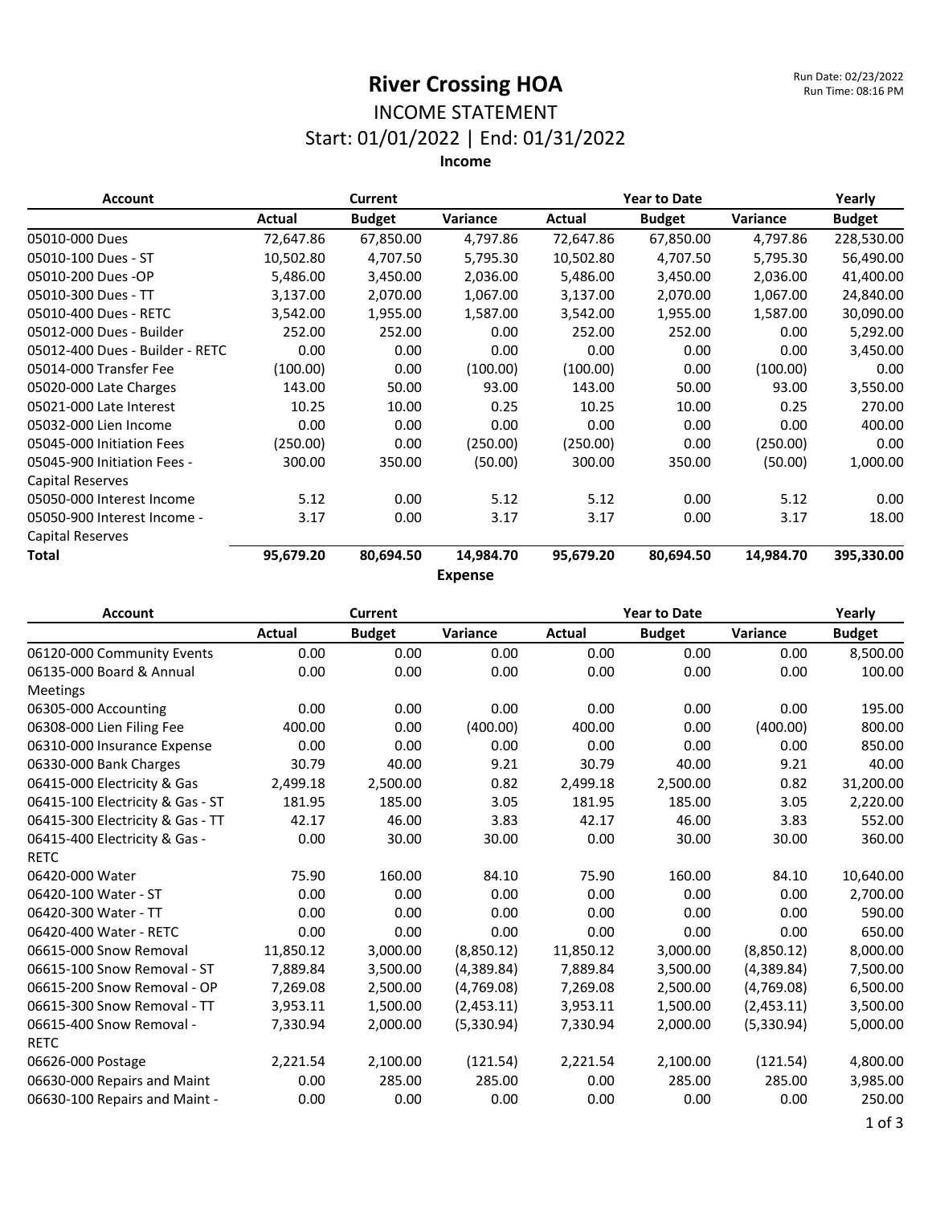# River Crossing HOA

Run Date: 02/23/2022
Run Time: 08:16 PM

## INCOME STATEMENT

## Start: 01/01/2022 | End: 01/31/2022

### Income

| Account | Current | | | Year to Date | | | Yearly |
|---|---|---|---|---|---|---|---|
| | Actual | Budget | Variance | Actual | Budget | Variance | Budget |
| 05010-000 Dues | 72,647.86 | 67,850.00 | 4,797.86 | 72,647.86 | 67,850.00 | 4,797.86 | 228,530.00 |
| 05010-100 Dues - ST | 10,502.80 | 4,707.50 | 5,795.30 | 10,502.80 | 4,707.50 | 5,795.30 | 56,490.00 |
| 05010-200 Dues -OP | 5,486.00 | 3,450.00 | 2,036.00 | 5,486.00 | 3,450.00 | 2,036.00 | 41,400.00 |
| 05010-300 Dues - TT | 3,137.00 | 2,070.00 | 1,067.00 | 3,137.00 | 2,070.00 | 1,067.00 | 24,840.00 |
| 05010-400 Dues - RETC | 3,542.00 | 1,955.00 | 1,587.00 | 3,542.00 | 1,955.00 | 1,587.00 | 30,090.00 |
| 05012-000 Dues - Builder | 252.00 | 252.00 | 0.00 | 252.00 | 252.00 | 0.00 | 5,292.00 |
| 05012-400 Dues - Builder - RETC | 0.00 | 0.00 | 0.00 | 0.00 | 0.00 | 0.00 | 3,450.00 |
| 05014-000 Transfer Fee | (100.00) | 0.00 | (100.00) | (100.00) | 0.00 | (100.00) | 0.00 |
| 05020-000 Late Charges | 143.00 | 50.00 | 93.00 | 143.00 | 50.00 | 93.00 | 3,550.00 |
| 05021-000 Late Interest | 10.25 | 10.00 | 0.25 | 10.25 | 10.00 | 0.25 | 270.00 |
| 05032-000 Lien Income | 0.00 | 0.00 | 0.00 | 0.00 | 0.00 | 0.00 | 400.00 |
| 05045-000 Initiation Fees | (250.00) | 0.00 | (250.00) | (250.00) | 0.00 | (250.00) | 0.00 |
| 05045-900 Initiation Fees - Capital Reserves | 300.00 | 350.00 | (50.00) | 300.00 | 350.00 | (50.00) | 1,000.00 |
| 05050-000 Interest Income | 5.12 | 0.00 | 5.12 | 5.12 | 0.00 | 5.12 | 0.00 |
| 05050-900 Interest Income - Capital Reserves | 3.17 | 0.00 | 3.17 | 3.17 | 0.00 | 3.17 | 18.00 |
| **Total** | **95,679.20** | **80,694.50** | **14,984.70** | **95,679.20** | **80,694.50** | **14,984.70** | **395,330.00** |

### Expense

| Account | Current | | | Year to Date | | | Yearly |
|---|---|---|---|---|---|---|---|
| | Actual | Budget | Variance | Actual | Budget | Variance | Budget |
| 06120-000 Community Events | 0.00 | 0.00 | 0.00 | 0.00 | 0.00 | 0.00 | 8,500.00 |
| 06135-000 Board & Annual Meetings | 0.00 | 0.00 | 0.00 | 0.00 | 0.00 | 0.00 | 100.00 |
| 06305-000 Accounting | 0.00 | 0.00 | 0.00 | 0.00 | 0.00 | 0.00 | 195.00 |
| 06308-000 Lien Filing Fee | 400.00 | 0.00 | (400.00) | 400.00 | 0.00 | (400.00) | 800.00 |
| 06310-000 Insurance Expense | 0.00 | 0.00 | 0.00 | 0.00 | 0.00 | 0.00 | 850.00 |
| 06330-000 Bank Charges | 30.79 | 40.00 | 9.21 | 30.79 | 40.00 | 9.21 | 40.00 |
| 06415-000 Electricity & Gas | 2,499.18 | 2,500.00 | 0.82 | 2,499.18 | 2,500.00 | 0.82 | 31,200.00 |
| 06415-100 Electricity & Gas - ST | 181.95 | 185.00 | 3.05 | 181.95 | 185.00 | 3.05 | 2,220.00 |
| 06415-300 Electricity & Gas - TT | 42.17 | 46.00 | 3.83 | 42.17 | 46.00 | 3.83 | 552.00 |
| 06415-400 Electricity & Gas - RETC | 0.00 | 30.00 | 30.00 | 0.00 | 30.00 | 30.00 | 360.00 |
| 06420-000 Water | 75.90 | 160.00 | 84.10 | 75.90 | 160.00 | 84.10 | 10,640.00 |
| 06420-100 Water - ST | 0.00 | 0.00 | 0.00 | 0.00 | 0.00 | 0.00 | 2,700.00 |
| 06420-300 Water - TT | 0.00 | 0.00 | 0.00 | 0.00 | 0.00 | 0.00 | 590.00 |
| 06420-400 Water - RETC | 0.00 | 0.00 | 0.00 | 0.00 | 0.00 | 0.00 | 650.00 |
| 06615-000 Snow Removal | 11,850.12 | 3,000.00 | (8,850.12) | 11,850.12 | 3,000.00 | (8,850.12) | 8,000.00 |
| 06615-100 Snow Removal - ST | 7,889.84 | 3,500.00 | (4,389.84) | 7,889.84 | 3,500.00 | (4,389.84) | 7,500.00 |
| 06615-200 Snow Removal - OP | 7,269.08 | 2,500.00 | (4,769.08) | 7,269.08 | 2,500.00 | (4,769.08) | 6,500.00 |
| 06615-300 Snow Removal - TT | 3,953.11 | 1,500.00 | (2,453.11) | 3,953.11 | 1,500.00 | (2,453.11) | 3,500.00 |
| 06615-400 Snow Removal - RETC | 7,330.94 | 2,000.00 | (5,330.94) | 7,330.94 | 2,000.00 | (5,330.94) | 5,000.00 |
| 06626-000 Postage | 2,221.54 | 2,100.00 | (121.54) | 2,221.54 | 2,100.00 | (121.54) | 4,800.00 |
| 06630-000 Repairs and Maint | 0.00 | 285.00 | 285.00 | 0.00 | 285.00 | 285.00 | 3,985.00 |
| 06630-100 Repairs and Maint - | 0.00 | 0.00 | 0.00 | 0.00 | 0.00 | 0.00 | 250.00 |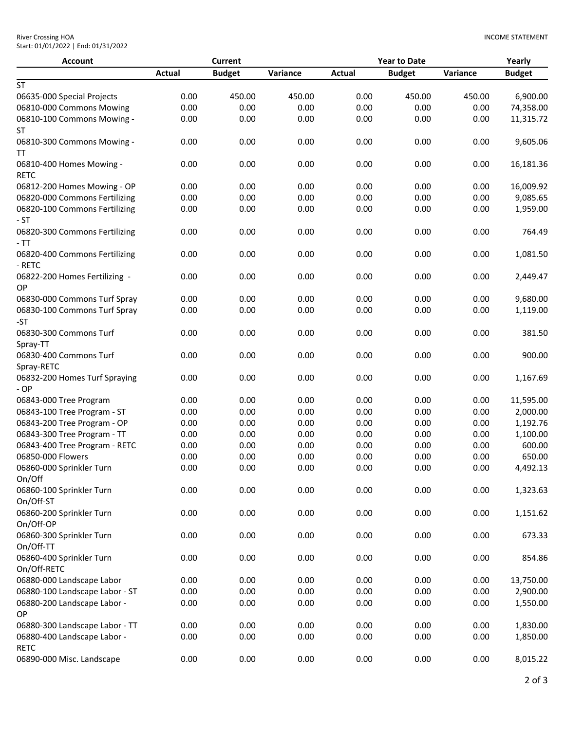River Crossing HOA
Start: 01/01/2022 | End: 01/31/2022

INCOME STATEMENT

| Account | Current | | | Year to Date | | | Yearly |
|---|---|---|---|---|---|---|---|
| | Actual | Budget | Variance | Actual | Budget | Variance | Budget |
| ST | | | | | | | |
| 06635-000 Special Projects | 0.00 | 450.00 | 450.00 | 0.00 | 450.00 | 450.00 | 6,900.00 |
| 06810-000 Commons Mowing | 0.00 | 0.00 | 0.00 | 0.00 | 0.00 | 0.00 | 74,358.00 |
| 06810-100 Commons Mowing - ST | 0.00 | 0.00 | 0.00 | 0.00 | 0.00 | 0.00 | 11,315.72 |
| 06810-300 Commons Mowing - TT | 0.00 | 0.00 | 0.00 | 0.00 | 0.00 | 0.00 | 9,605.06 |
| 06810-400 Homes Mowing - RETC | 0.00 | 0.00 | 0.00 | 0.00 | 0.00 | 0.00 | 16,181.36 |
| 06812-200 Homes Mowing - OP | 0.00 | 0.00 | 0.00 | 0.00 | 0.00 | 0.00 | 16,009.92 |
| 06820-000 Commons Fertilizing | 0.00 | 0.00 | 0.00 | 0.00 | 0.00 | 0.00 | 9,085.65 |
| 06820-100 Commons Fertilizing - ST | 0.00 | 0.00 | 0.00 | 0.00 | 0.00 | 0.00 | 1,959.00 |
| 06820-300 Commons Fertilizing - TT | 0.00 | 0.00 | 0.00 | 0.00 | 0.00 | 0.00 | 764.49 |
| 06820-400 Commons Fertilizing - RETC | 0.00 | 0.00 | 0.00 | 0.00 | 0.00 | 0.00 | 1,081.50 |
| 06822-200 Homes Fertilizing - OP | 0.00 | 0.00 | 0.00 | 0.00 | 0.00 | 0.00 | 2,449.47 |
| 06830-000 Commons Turf Spray | 0.00 | 0.00 | 0.00 | 0.00 | 0.00 | 0.00 | 9,680.00 |
| 06830-100 Commons Turf Spray -ST | 0.00 | 0.00 | 0.00 | 0.00 | 0.00 | 0.00 | 1,119.00 |
| 06830-300 Commons Turf Spray-TT | 0.00 | 0.00 | 0.00 | 0.00 | 0.00 | 0.00 | 381.50 |
| 06830-400 Commons Turf Spray-RETC | 0.00 | 0.00 | 0.00 | 0.00 | 0.00 | 0.00 | 900.00 |
| 06832-200 Homes Turf Spraying - OP | 0.00 | 0.00 | 0.00 | 0.00 | 0.00 | 0.00 | 1,167.69 |
| 06843-000 Tree Program | 0.00 | 0.00 | 0.00 | 0.00 | 0.00 | 0.00 | 11,595.00 |
| 06843-100 Tree Program - ST | 0.00 | 0.00 | 0.00 | 0.00 | 0.00 | 0.00 | 2,000.00 |
| 06843-200 Tree Program - OP | 0.00 | 0.00 | 0.00 | 0.00 | 0.00 | 0.00 | 1,192.76 |
| 06843-300 Tree Program - TT | 0.00 | 0.00 | 0.00 | 0.00 | 0.00 | 0.00 | 1,100.00 |
| 06843-400 Tree Program - RETC | 0.00 | 0.00 | 0.00 | 0.00 | 0.00 | 0.00 | 600.00 |
| 06850-000 Flowers | 0.00 | 0.00 | 0.00 | 0.00 | 0.00 | 0.00 | 650.00 |
| 06860-000 Sprinkler Turn On/Off | 0.00 | 0.00 | 0.00 | 0.00 | 0.00 | 0.00 | 4,492.13 |
| 06860-100 Sprinkler Turn On/Off-ST | 0.00 | 0.00 | 0.00 | 0.00 | 0.00 | 0.00 | 1,323.63 |
| 06860-200 Sprinkler Turn On/Off-OP | 0.00 | 0.00 | 0.00 | 0.00 | 0.00 | 0.00 | 1,151.62 |
| 06860-300 Sprinkler Turn On/Off-TT | 0.00 | 0.00 | 0.00 | 0.00 | 0.00 | 0.00 | 673.33 |
| 06860-400 Sprinkler Turn On/Off-RETC | 0.00 | 0.00 | 0.00 | 0.00 | 0.00 | 0.00 | 854.86 |
| 06880-000 Landscape Labor | 0.00 | 0.00 | 0.00 | 0.00 | 0.00 | 0.00 | 13,750.00 |
| 06880-100 Landscape Labor - ST | 0.00 | 0.00 | 0.00 | 0.00 | 0.00 | 0.00 | 2,900.00 |
| 06880-200 Landscape Labor - OP | 0.00 | 0.00 | 0.00 | 0.00 | 0.00 | 0.00 | 1,550.00 |
| 06880-300 Landscape Labor - TT | 0.00 | 0.00 | 0.00 | 0.00 | 0.00 | 0.00 | 1,830.00 |
| 06880-400 Landscape Labor - RETC | 0.00 | 0.00 | 0.00 | 0.00 | 0.00 | 0.00 | 1,850.00 |
| 06890-000 Misc. Landscape | 0.00 | 0.00 | 0.00 | 0.00 | 0.00 | 0.00 | 8,015.22 |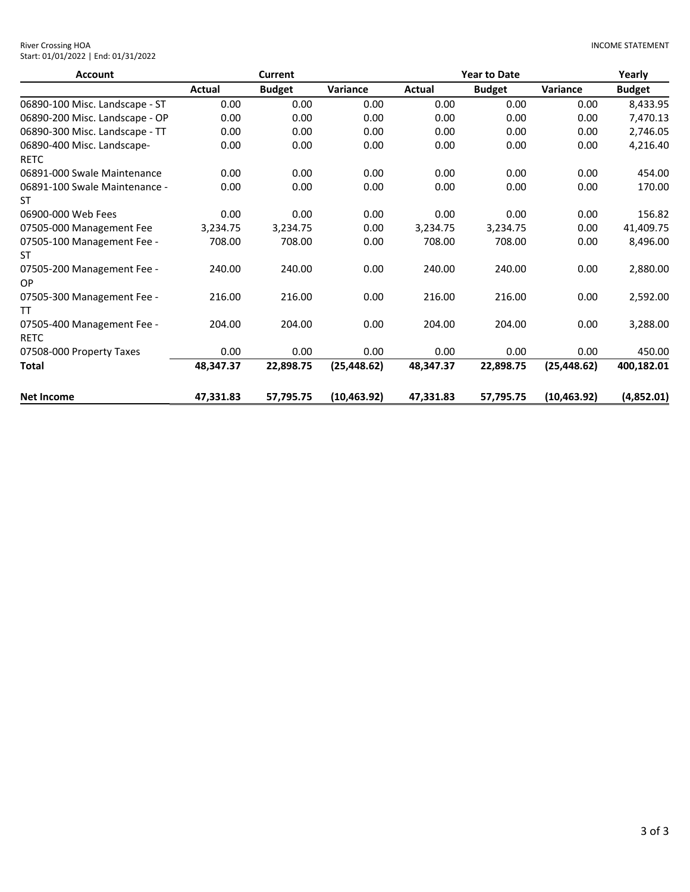River Crossing HOA
Start: 01/01/2022 | End: 01/31/2022

INCOME STATEMENT

| Account | Current | | | Year to Date | | | Yearly |
|---|---|---|---|---|---|---|---|
| | Actual | Budget | Variance | Actual | Budget | Variance | Budget |
| 06890-100 Misc. Landscape - ST | 0.00 | 0.00 | 0.00 | 0.00 | 0.00 | 0.00 | 8,433.95 |
| 06890-200 Misc. Landscape - OP | 0.00 | 0.00 | 0.00 | 0.00 | 0.00 | 0.00 | 7,470.13 |
| 06890-300 Misc. Landscape - TT | 0.00 | 0.00 | 0.00 | 0.00 | 0.00 | 0.00 | 2,746.05 |
| 06890-400 Misc. Landscape-RETC | 0.00 | 0.00 | 0.00 | 0.00 | 0.00 | 0.00 | 4,216.40 |
| 06891-000 Swale Maintenance | 0.00 | 0.00 | 0.00 | 0.00 | 0.00 | 0.00 | 454.00 |
| 06891-100 Swale Maintenance - ST | 0.00 | 0.00 | 0.00 | 0.00 | 0.00 | 0.00 | 170.00 |
| 06900-000 Web Fees | 0.00 | 0.00 | 0.00 | 0.00 | 0.00 | 0.00 | 156.82 |
| 07505-000 Management Fee | 3,234.75 | 3,234.75 | 0.00 | 3,234.75 | 3,234.75 | 0.00 | 41,409.75 |
| 07505-100 Management Fee - ST | 708.00 | 708.00 | 0.00 | 708.00 | 708.00 | 0.00 | 8,496.00 |
| 07505-200 Management Fee - OP | 240.00 | 240.00 | 0.00 | 240.00 | 240.00 | 0.00 | 2,880.00 |
| 07505-300 Management Fee - TT | 216.00 | 216.00 | 0.00 | 216.00 | 216.00 | 0.00 | 2,592.00 |
| 07505-400 Management Fee - RETC | 204.00 | 204.00 | 0.00 | 204.00 | 204.00 | 0.00 | 3,288.00 |
| 07508-000 Property Taxes | 0.00 | 0.00 | 0.00 | 0.00 | 0.00 | 0.00 | 450.00 |
| **Total** | **48,347.37** | **22,898.75** | **(25,448.62)** | **48,347.37** | **22,898.75** | **(25,448.62)** | **400,182.01** |
| **Net Income** | **47,331.83** | **57,795.75** | **(10,463.92)** | **47,331.83** | **57,795.75** | **(10,463.92)** | **(4,852.01)** |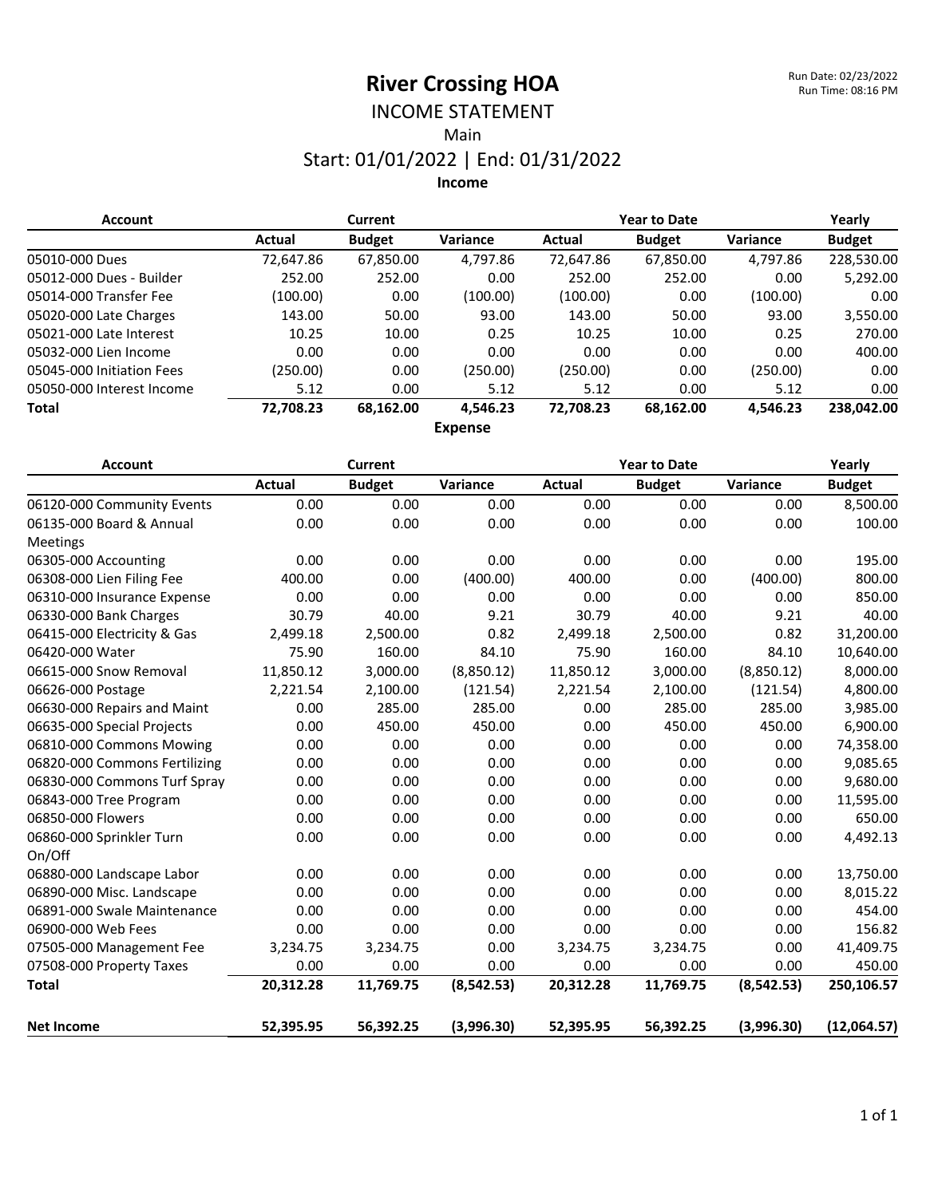# River Crossing HOA

Run Date: 02/23/2022
Run Time: 08:16 PM

## INCOME STATEMENT

Main

Start: 01/01/2022 | End: 01/31/2022

### Income

| Account | Current | | | Year to Date | | | Yearly |
|---|---|---|---|---|---|---|---|
| | Actual | Budget | Variance | Actual | Budget | Variance | Budget |
| 05010-000 Dues | 72,647.86 | 67,850.00 | 4,797.86 | 72,647.86 | 67,850.00 | 4,797.86 | 228,530.00 |
| 05012-000 Dues - Builder | 252.00 | 252.00 | 0.00 | 252.00 | 252.00 | 0.00 | 5,292.00 |
| 05014-000 Transfer Fee | (100.00) | 0.00 | (100.00) | (100.00) | 0.00 | (100.00) | 0.00 |
| 05020-000 Late Charges | 143.00 | 50.00 | 93.00 | 143.00 | 50.00 | 93.00 | 3,550.00 |
| 05021-000 Late Interest | 10.25 | 10.00 | 0.25 | 10.25 | 10.00 | 0.25 | 270.00 |
| 05032-000 Lien Income | 0.00 | 0.00 | 0.00 | 0.00 | 0.00 | 0.00 | 400.00 |
| 05045-000 Initiation Fees | (250.00) | 0.00 | (250.00) | (250.00) | 0.00 | (250.00) | 0.00 |
| 05050-000 Interest Income | 5.12 | 0.00 | 5.12 | 5.12 | 0.00 | 5.12 | 0.00 |
| **Total** | **72,708.23** | **68,162.00** | **4,546.23** | **72,708.23** | **68,162.00** | **4,546.23** | **238,042.00** |

### Expense

| Account | Current | | | Year to Date | | | Yearly |
|---|---|---|---|---|---|---|---|
| | Actual | Budget | Variance | Actual | Budget | Variance | Budget |
| 06120-000 Community Events | 0.00 | 0.00 | 0.00 | 0.00 | 0.00 | 0.00 | 8,500.00 |
| 06135-000 Board & Annual Meetings | 0.00 | 0.00 | 0.00 | 0.00 | 0.00 | 0.00 | 100.00 |
| 06305-000 Accounting | 0.00 | 0.00 | 0.00 | 0.00 | 0.00 | 0.00 | 195.00 |
| 06308-000 Lien Filing Fee | 400.00 | 0.00 | (400.00) | 400.00 | 0.00 | (400.00) | 800.00 |
| 06310-000 Insurance Expense | 0.00 | 0.00 | 0.00 | 0.00 | 0.00 | 0.00 | 850.00 |
| 06330-000 Bank Charges | 30.79 | 40.00 | 9.21 | 30.79 | 40.00 | 9.21 | 40.00 |
| 06415-000 Electricity & Gas | 2,499.18 | 2,500.00 | 0.82 | 2,499.18 | 2,500.00 | 0.82 | 31,200.00 |
| 06420-000 Water | 75.90 | 160.00 | 84.10 | 75.90 | 160.00 | 84.10 | 10,640.00 |
| 06615-000 Snow Removal | 11,850.12 | 3,000.00 | (8,850.12) | 11,850.12 | 3,000.00 | (8,850.12) | 8,000.00 |
| 06626-000 Postage | 2,221.54 | 2,100.00 | (121.54) | 2,221.54 | 2,100.00 | (121.54) | 4,800.00 |
| 06630-000 Repairs and Maint | 0.00 | 285.00 | 285.00 | 0.00 | 285.00 | 285.00 | 3,985.00 |
| 06635-000 Special Projects | 0.00 | 450.00 | 450.00 | 0.00 | 450.00 | 450.00 | 6,900.00 |
| 06810-000 Commons Mowing | 0.00 | 0.00 | 0.00 | 0.00 | 0.00 | 0.00 | 74,358.00 |
| 06820-000 Commons Fertilizing | 0.00 | 0.00 | 0.00 | 0.00 | 0.00 | 0.00 | 9,085.65 |
| 06830-000 Commons Turf Spray | 0.00 | 0.00 | 0.00 | 0.00 | 0.00 | 0.00 | 9,680.00 |
| 06843-000 Tree Program | 0.00 | 0.00 | 0.00 | 0.00 | 0.00 | 0.00 | 11,595.00 |
| 06850-000 Flowers | 0.00 | 0.00 | 0.00 | 0.00 | 0.00 | 0.00 | 650.00 |
| 06860-000 Sprinkler Turn On/Off | 0.00 | 0.00 | 0.00 | 0.00 | 0.00 | 0.00 | 4,492.13 |
| 06880-000 Landscape Labor | 0.00 | 0.00 | 0.00 | 0.00 | 0.00 | 0.00 | 13,750.00 |
| 06890-000 Misc. Landscape | 0.00 | 0.00 | 0.00 | 0.00 | 0.00 | 0.00 | 8,015.22 |
| 06891-000 Swale Maintenance | 0.00 | 0.00 | 0.00 | 0.00 | 0.00 | 0.00 | 454.00 |
| 06900-000 Web Fees | 0.00 | 0.00 | 0.00 | 0.00 | 0.00 | 0.00 | 156.82 |
| 07505-000 Management Fee | 3,234.75 | 3,234.75 | 0.00 | 3,234.75 | 3,234.75 | 0.00 | 41,409.75 |
| 07508-000 Property Taxes | 0.00 | 0.00 | 0.00 | 0.00 | 0.00 | 0.00 | 450.00 |
| **Total** | **20,312.28** | **11,769.75** | **(8,542.53)** | **20,312.28** | **11,769.75** | **(8,542.53)** | **250,106.57** |
| **Net Income** | **52,395.95** | **56,392.25** | **(3,996.30)** | **52,395.95** | **56,392.25** | **(3,996.30)** | **(12,064.57)** |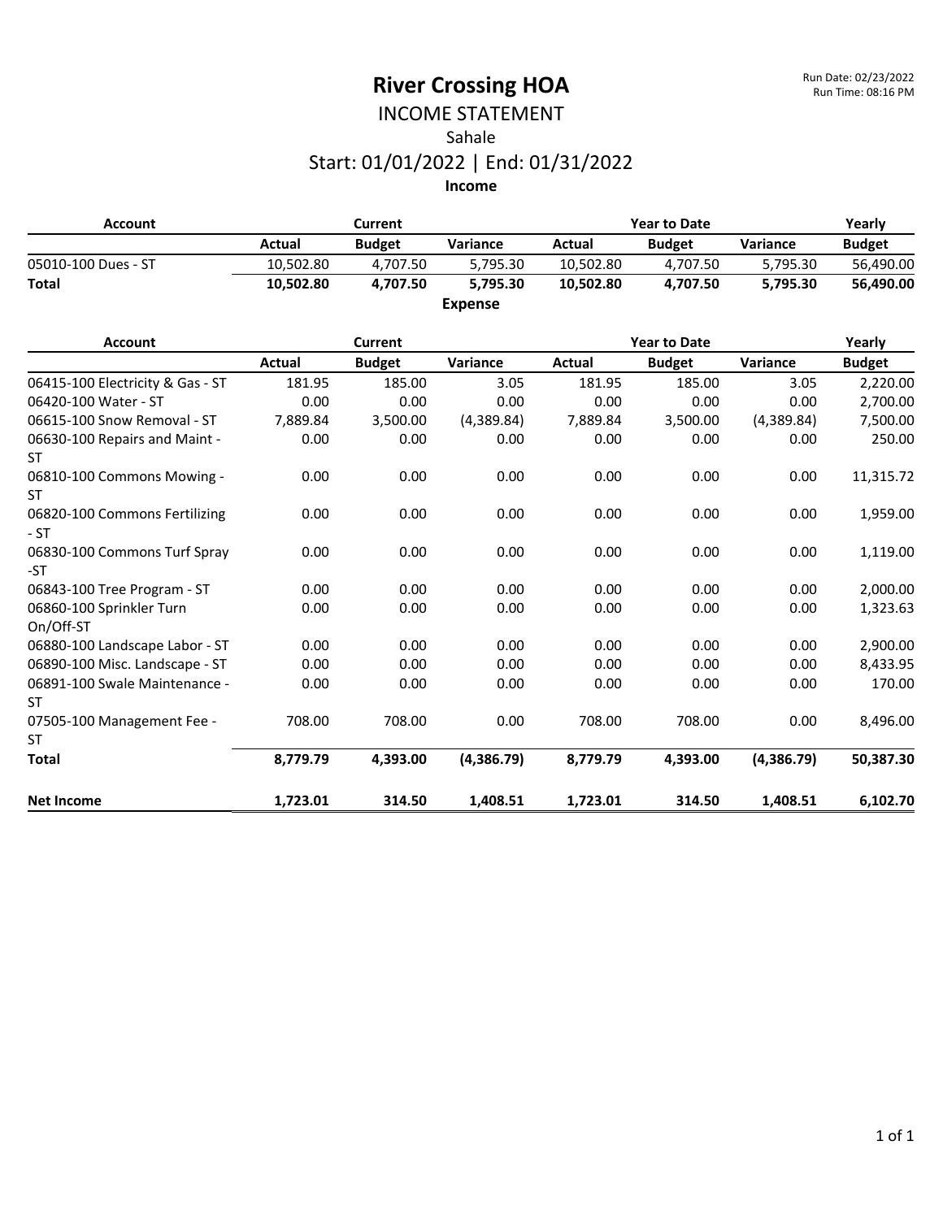# River Crossing HOA

Run Date: 02/23/2022
Run Time: 08:16 PM

## INCOME STATEMENT

Sahale

Start: 01/01/2022 | End: 01/31/2022

### Income

| Account | Current | | | Year to Date | | | Yearly |
|---|---|---|---|---|---|---|---|
| | Actual | Budget | Variance | Actual | Budget | Variance | Budget |
| 05010-100 Dues - ST | 10,502.80 | 4,707.50 | 5,795.30 | 10,502.80 | 4,707.50 | 5,795.30 | 56,490.00 |
| **Total** | **10,502.80** | **4,707.50** | **5,795.30** | **10,502.80** | **4,707.50** | **5,795.30** | **56,490.00** |

### Expense

| Account | Current | | | Year to Date | | | Yearly |
|---|---|---|---|---|---|---|---|
| | Actual | Budget | Variance | Actual | Budget | Variance | Budget |
| 06415-100 Electricity & Gas - ST | 181.95 | 185.00 | 3.05 | 181.95 | 185.00 | 3.05 | 2,220.00 |
| 06420-100 Water - ST | 0.00 | 0.00 | 0.00 | 0.00 | 0.00 | 0.00 | 2,700.00 |
| 06615-100 Snow Removal - ST | 7,889.84 | 3,500.00 | (4,389.84) | 7,889.84 | 3,500.00 | (4,389.84) | 7,500.00 |
| 06630-100 Repairs and Maint - ST | 0.00 | 0.00 | 0.00 | 0.00 | 0.00 | 0.00 | 250.00 |
| 06810-100 Commons Mowing - ST | 0.00 | 0.00 | 0.00 | 0.00 | 0.00 | 0.00 | 11,315.72 |
| 06820-100 Commons Fertilizing - ST | 0.00 | 0.00 | 0.00 | 0.00 | 0.00 | 0.00 | 1,959.00 |
| 06830-100 Commons Turf Spray -ST | 0.00 | 0.00 | 0.00 | 0.00 | 0.00 | 0.00 | 1,119.00 |
| 06843-100 Tree Program - ST | 0.00 | 0.00 | 0.00 | 0.00 | 0.00 | 0.00 | 2,000.00 |
| 06860-100 Sprinkler Turn On/Off-ST | 0.00 | 0.00 | 0.00 | 0.00 | 0.00 | 0.00 | 1,323.63 |
| 06880-100 Landscape Labor - ST | 0.00 | 0.00 | 0.00 | 0.00 | 0.00 | 0.00 | 2,900.00 |
| 06890-100 Misc. Landscape - ST | 0.00 | 0.00 | 0.00 | 0.00 | 0.00 | 0.00 | 8,433.95 |
| 06891-100 Swale Maintenance - ST | 0.00 | 0.00 | 0.00 | 0.00 | 0.00 | 0.00 | 170.00 |
| 07505-100 Management Fee - ST | 708.00 | 708.00 | 0.00 | 708.00 | 708.00 | 0.00 | 8,496.00 |
| **Total** | **8,779.79** | **4,393.00** | **(4,386.79)** | **8,779.79** | **4,393.00** | **(4,386.79)** | **50,387.30** |
| **Net Income** | **1,723.01** | **314.50** | **1,408.51** | **1,723.01** | **314.50** | **1,408.51** | **6,102.70** |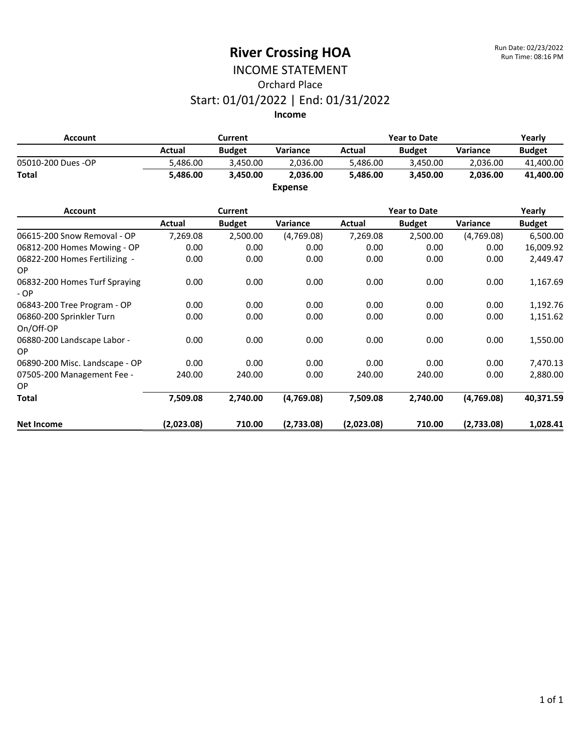# River Crossing HOA

Run Date: 02/23/2022
Run Time: 08:16 PM

## INCOME STATEMENT

### Orchard Place

### Start: 01/01/2022 | End: 01/31/2022

**Income**

| Account | Current | | | Year to Date | | | Yearly |
|---|---|---|---|---|---|---|---|
| | Actual | Budget | Variance | Actual | Budget | Variance | Budget |
| 05010-200 Dues -OP | 5,486.00 | 3,450.00 | 2,036.00 | 5,486.00 | 3,450.00 | 2,036.00 | 41,400.00 |
| **Total** | **5,486.00** | **3,450.00** | **2,036.00** | **5,486.00** | **3,450.00** | **2,036.00** | **41,400.00** |

**Expense**

| Account | Current | | | Year to Date | | | Yearly |
|---|---|---|---|---|---|---|---|
| | Actual | Budget | Variance | Actual | Budget | Variance | Budget |
| 06615-200 Snow Removal - OP | 7,269.08 | 2,500.00 | (4,769.08) | 7,269.08 | 2,500.00 | (4,769.08) | 6,500.00 |
| 06812-200 Homes Mowing - OP | 0.00 | 0.00 | 0.00 | 0.00 | 0.00 | 0.00 | 16,009.92 |
| 06822-200 Homes Fertilizing - OP | 0.00 | 0.00 | 0.00 | 0.00 | 0.00 | 0.00 | 2,449.47 |
| 06832-200 Homes Turf Spraying - OP | 0.00 | 0.00 | 0.00 | 0.00 | 0.00 | 0.00 | 1,167.69 |
| 06843-200 Tree Program - OP | 0.00 | 0.00 | 0.00 | 0.00 | 0.00 | 0.00 | 1,192.76 |
| 06860-200 Sprinkler Turn On/Off-OP | 0.00 | 0.00 | 0.00 | 0.00 | 0.00 | 0.00 | 1,151.62 |
| 06880-200 Landscape Labor - OP | 0.00 | 0.00 | 0.00 | 0.00 | 0.00 | 0.00 | 1,550.00 |
| 06890-200 Misc. Landscape - OP | 0.00 | 0.00 | 0.00 | 0.00 | 0.00 | 0.00 | 7,470.13 |
| 07505-200 Management Fee - OP | 240.00 | 240.00 | 0.00 | 240.00 | 240.00 | 0.00 | 2,880.00 |
| **Total** | **7,509.08** | **2,740.00** | **(4,769.08)** | **7,509.08** | **2,740.00** | **(4,769.08)** | **40,371.59** |
| **Net Income** | **(2,023.08)** | **710.00** | **(2,733.08)** | **(2,023.08)** | **710.00** | **(2,733.08)** | **1,028.41** |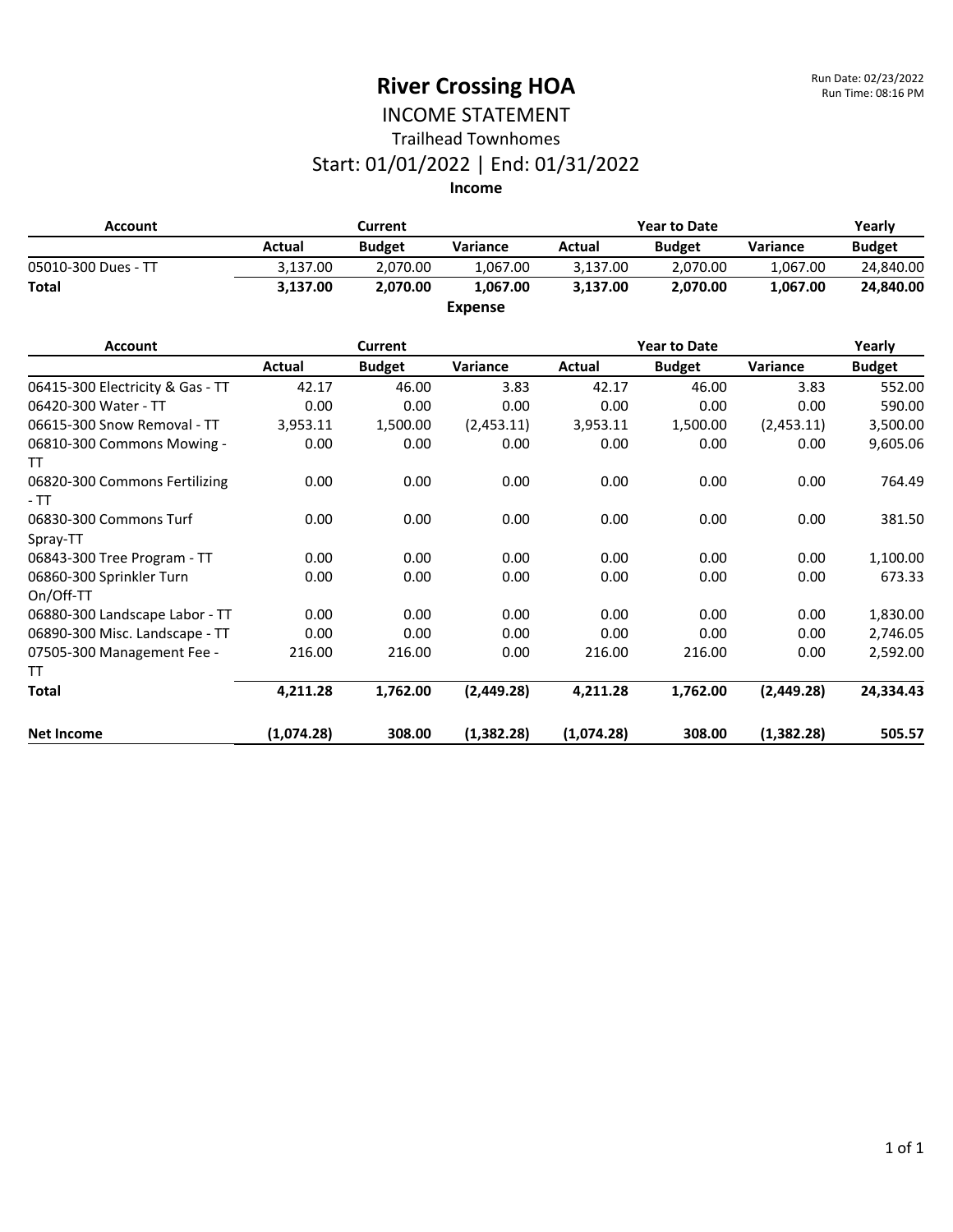# River Crossing HOA

Run Date: 02/23/2022
Run Time: 08:16 PM

## INCOME STATEMENT

### Trailhead Townhomes

### Start: 01/01/2022 | End: 01/31/2022

**Income**

| Account | Current | | | Year to Date | | | Yearly |
|---|---|---|---|---|---|---|---|
| | Actual | Budget | Variance | Actual | Budget | Variance | Budget |
| 05010-300 Dues - TT | 3,137.00 | 2,070.00 | 1,067.00 | 3,137.00 | 2,070.00 | 1,067.00 | 24,840.00 |
| **Total** | **3,137.00** | **2,070.00** | **1,067.00** | **3,137.00** | **2,070.00** | **1,067.00** | **24,840.00** |

**Expense**

| Account | Current | | | Year to Date | | | Yearly |
|---|---|---|---|---|---|---|---|
| | Actual | Budget | Variance | Actual | Budget | Variance | Budget |
| 06415-300 Electricity & Gas - TT | 42.17 | 46.00 | 3.83 | 42.17 | 46.00 | 3.83 | 552.00 |
| 06420-300 Water - TT | 0.00 | 0.00 | 0.00 | 0.00 | 0.00 | 0.00 | 590.00 |
| 06615-300 Snow Removal - TT | 3,953.11 | 1,500.00 | (2,453.11) | 3,953.11 | 1,500.00 | (2,453.11) | 3,500.00 |
| 06810-300 Commons Mowing - TT | 0.00 | 0.00 | 0.00 | 0.00 | 0.00 | 0.00 | 9,605.06 |
| 06820-300 Commons Fertilizing - TT | 0.00 | 0.00 | 0.00 | 0.00 | 0.00 | 0.00 | 764.49 |
| 06830-300 Commons Turf Spray-TT | 0.00 | 0.00 | 0.00 | 0.00 | 0.00 | 0.00 | 381.50 |
| 06843-300 Tree Program - TT | 0.00 | 0.00 | 0.00 | 0.00 | 0.00 | 0.00 | 1,100.00 |
| 06860-300 Sprinkler Turn On/Off-TT | 0.00 | 0.00 | 0.00 | 0.00 | 0.00 | 0.00 | 673.33 |
| 06880-300 Landscape Labor - TT | 0.00 | 0.00 | 0.00 | 0.00 | 0.00 | 0.00 | 1,830.00 |
| 06890-300 Misc. Landscape - TT | 0.00 | 0.00 | 0.00 | 0.00 | 0.00 | 0.00 | 2,746.05 |
| 07505-300 Management Fee - TT | 216.00 | 216.00 | 0.00 | 216.00 | 216.00 | 0.00 | 2,592.00 |
| **Total** | **4,211.28** | **1,762.00** | **(2,449.28)** | **4,211.28** | **1,762.00** | **(2,449.28)** | **24,334.43** |
| **Net Income** | **(1,074.28)** | **308.00** | **(1,382.28)** | **(1,074.28)** | **308.00** | **(1,382.28)** | **505.57** |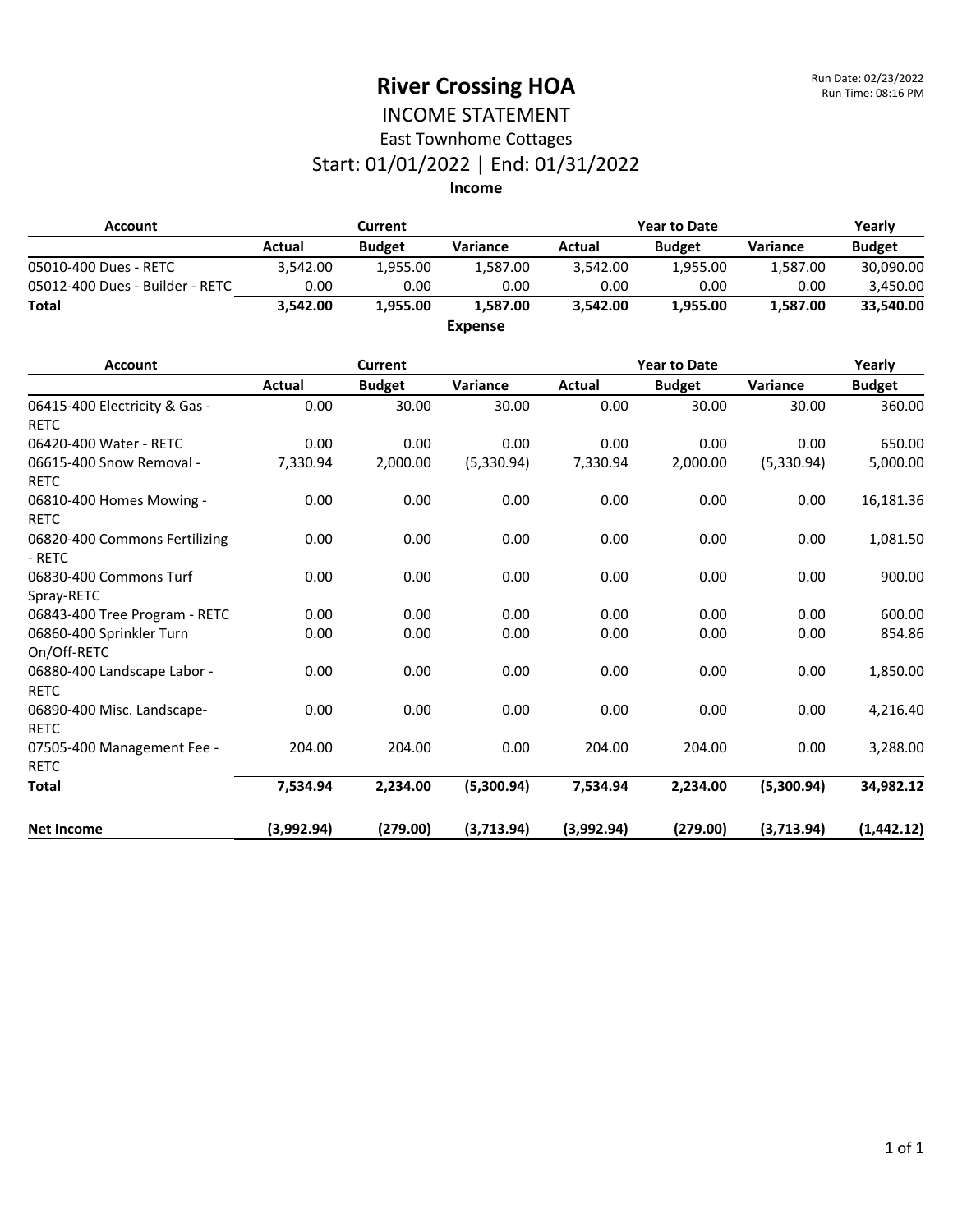# River Crossing HOA

Run Date: 02/23/2022
Run Time: 08:16 PM

## INCOME STATEMENT

### East Townhome Cottages

### Start: 01/01/2022 | End: 01/31/2022

**Income**

| Account | Current | | | Year to Date | | | Yearly |
|---|---|---|---|---|---|---|---|
| | Actual | Budget | Variance | Actual | Budget | Variance | Budget |
| 05010-400 Dues - RETC | 3,542.00 | 1,955.00 | 1,587.00 | 3,542.00 | 1,955.00 | 1,587.00 | 30,090.00 |
| 05012-400 Dues - Builder - RETC | 0.00 | 0.00 | 0.00 | 0.00 | 0.00 | 0.00 | 3,450.00 |
| **Total** | **3,542.00** | **1,955.00** | **1,587.00** | **3,542.00** | **1,955.00** | **1,587.00** | **33,540.00** |

**Expense**

| Account | Current | | | Year to Date | | | Yearly |
|---|---|---|---|---|---|---|---|
| | Actual | Budget | Variance | Actual | Budget | Variance | Budget |
| 06415-400 Electricity & Gas - RETC | 0.00 | 30.00 | 30.00 | 0.00 | 30.00 | 30.00 | 360.00 |
| 06420-400 Water - RETC | 0.00 | 0.00 | 0.00 | 0.00 | 0.00 | 0.00 | 650.00 |
| 06615-400 Snow Removal - RETC | 7,330.94 | 2,000.00 | (5,330.94) | 7,330.94 | 2,000.00 | (5,330.94) | 5,000.00 |
| 06810-400 Homes Mowing - RETC | 0.00 | 0.00 | 0.00 | 0.00 | 0.00 | 0.00 | 16,181.36 |
| 06820-400 Commons Fertilizing - RETC | 0.00 | 0.00 | 0.00 | 0.00 | 0.00 | 0.00 | 1,081.50 |
| 06830-400 Commons Turf Spray-RETC | 0.00 | 0.00 | 0.00 | 0.00 | 0.00 | 0.00 | 900.00 |
| 06843-400 Tree Program - RETC | 0.00 | 0.00 | 0.00 | 0.00 | 0.00 | 0.00 | 600.00 |
| 06860-400 Sprinkler Turn On/Off-RETC | 0.00 | 0.00 | 0.00 | 0.00 | 0.00 | 0.00 | 854.86 |
| 06880-400 Landscape Labor - RETC | 0.00 | 0.00 | 0.00 | 0.00 | 0.00 | 0.00 | 1,850.00 |
| 06890-400 Misc. Landscape-RETC | 0.00 | 0.00 | 0.00 | 0.00 | 0.00 | 0.00 | 4,216.40 |
| 07505-400 Management Fee - RETC | 204.00 | 204.00 | 0.00 | 204.00 | 204.00 | 0.00 | 3,288.00 |
| **Total** | **7,534.94** | **2,234.00** | **(5,300.94)** | **7,534.94** | **2,234.00** | **(5,300.94)** | **34,982.12** |
| **Net Income** | **(3,992.94)** | **(279.00)** | **(3,713.94)** | **(3,992.94)** | **(279.00)** | **(3,713.94)** | **(1,442.12)** |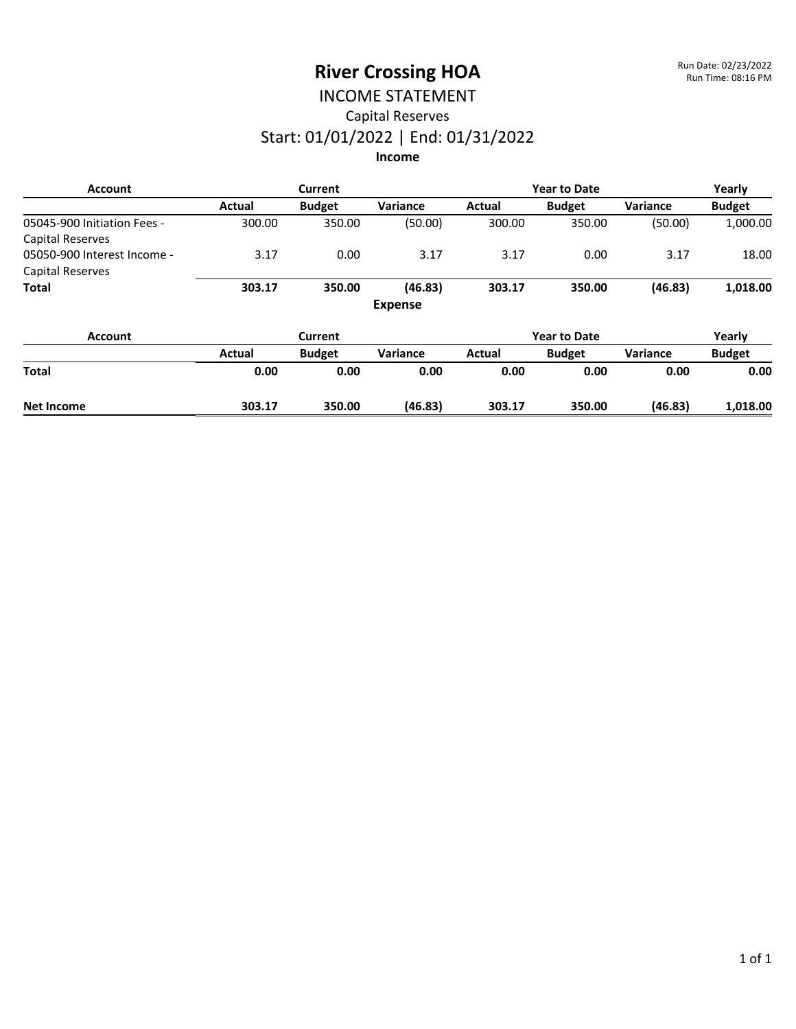# River Crossing HOA

Run Date: 02/23/2022
Run Time: 08:16 PM

## INCOME STATEMENT

### Capital Reserves

### Start: 01/01/2022 | End: 01/31/2022

**Income**

| Account | Current | | | Year to Date | | | Yearly |
|---|---|---|---|---|---|---|---|
| | Actual | Budget | Variance | Actual | Budget | Variance | Budget |
| 05045-900 Initiation Fees - Capital Reserves | 300.00 | 350.00 | (50.00) | 300.00 | 350.00 | (50.00) | 1,000.00 |
| 05050-900 Interest Income - Capital Reserves | 3.17 | 0.00 | 3.17 | 3.17 | 0.00 | 3.17 | 18.00 |
| **Total** | **303.17** | **350.00** | **(46.83)** | **303.17** | **350.00** | **(46.83)** | **1,018.00** |

**Expense**

| Account | Current | | | Year to Date | | | Yearly |
|---|---|---|---|---|---|---|---|
| | Actual | Budget | Variance | Actual | Budget | Variance | Budget |
| **Total** | **0.00** | **0.00** | **0.00** | **0.00** | **0.00** | **0.00** | **0.00** |
| **Net Income** | **303.17** | **350.00** | **(46.83)** | **303.17** | **350.00** | **(46.83)** | **1,018.00** |